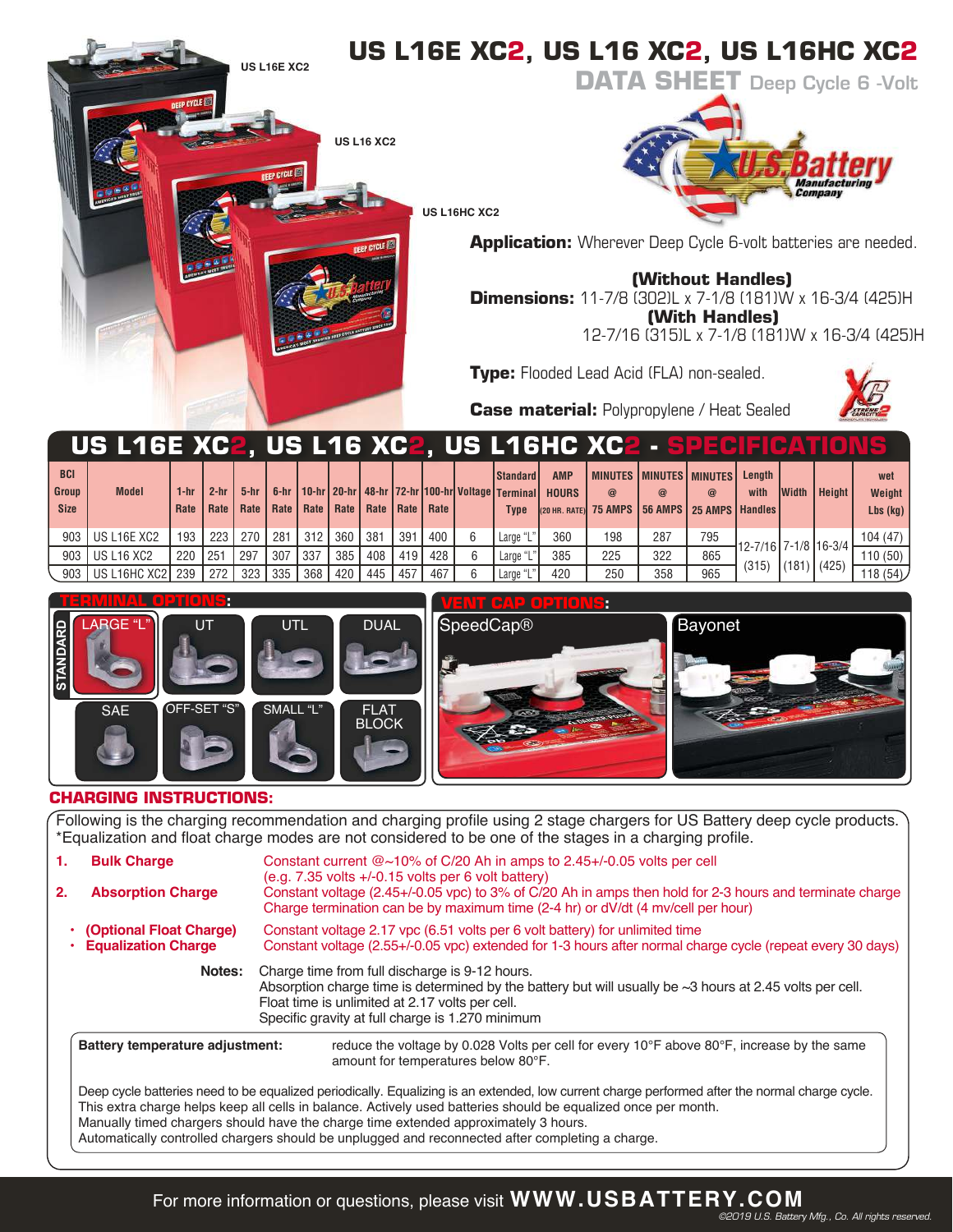# US L16E XC2, US L16 XC2, US L16HC XC2

## DATA SHEET Deep Cycle 6 -Volt

US L16E XC2

US L16 XC2

US L16HC XC2

**Application:** Wherever Deep Cycle 6-volt batteries are needed.

**Dimensions:**
**(Without Handles)**
11-7/8 (302)L x 7-1/8 (181)W x 16-3/4 (425)H
**(With Handles)**
12-7/16 (315)L x 7-1/8 (181)W x 16-3/4 (425)H

**Type:** Flooded Lead Acid (FLA) non-sealed.

**Case material:** Polypropylene / Heat Sealed

## US L16E XC2, US L16 XC2, US L16HC XC2 - SPECIFICATIONS

| BCI Group Size | Model | 1-hr Rate | 2-hr Rate | 5-hr Rate | 6-hr Rate | 10-hr Rate | 20-hr Rate | 48-hr Rate | 72-hr Rate | 100-hr Rate | Voltage | Standard Terminal Type | AMP HOURS (20 HR. RATE) | MINUTES @ 75 AMPS | MINUTES @ 56 AMPS | MINUTES @ 25 AMPS | Length with Handles | Width | Height | wet Weight Lbs (kg) |
|---|---|---|---|---|---|---|---|---|---|---|---|---|---|---|---|---|---|---|---|---|
| 903 | US L16E XC2 | 193 | 223 | 270 | 281 | 312 | 360 | 381 | 391 | 400 | 6 | Large "L" | 360 | 198 | 287 | 795 | 12-7/16 (315) | 7-1/8 (181) | 16-3/4 (425) | 104 (47) |
| 903 | US L16 XC2 | 220 | 251 | 297 | 307 | 337 | 385 | 408 | 419 | 428 | 6 | Large "L" | 385 | 225 | 322 | 865 | | | | 110 (50) |
| 903 | US L16HC XC2 | 239 | 272 | 323 | 335 | 368 | 420 | 445 | 457 | 467 | 6 | Large "L" | 420 | 250 | 358 | 965 | | | | 118 (54) |

### TERMINAL OPTIONS:

STANDARD: LARGE "L"

UT, UTL, DUAL, SAE, OFF-SET "S", SMALL "L", FLAT BLOCK

### VENT CAP OPTIONS:

SpeedCap®, Bayonet

## CHARGING INSTRUCTIONS:

Following is the charging recommendation and charging profile using 2 stage chargers for US Battery deep cycle products.
*Equalization and float charge modes are not considered to be one of the stages in a charging profile.

1. **Bulk Charge** — Constant current @~10% of C/20 Ah in amps to 2.45+/-0.05 volts per cell (e.g. 7.35 volts +/-0.15 volts per 6 volt battery)
2. **Absorption Charge** — Constant voltage (2.45+/-0.05 vpc) to 3% of C/20 Ah in amps then hold for 2-3 hours and terminate charge. Charge termination can be by maximum time (2-4 hr) or dV/dt (4 mv/cell per hour)

- **(Optional Float Charge)** — Constant voltage 2.17 vpc (6.51 volts per 6 volt battery) for unlimited time
- **Equalization Charge** — Constant voltage (2.55+/-0.05 vpc) extended for 1-3 hours after normal charge cycle (repeat every 30 days)

**Notes:** Charge time from full discharge is 9-12 hours.
Absorption charge time is determined by the battery but will usually be ~3 hours at 2.45 volts per cell.
Float time is unlimited at 2.17 volts per cell.
Specific gravity at full charge is 1.270 minimum

**Battery temperature adjustment:** reduce the voltage by 0.028 Volts per cell for every 10°F above 80°F, increase by the same amount for temperatures below 80°F.

Deep cycle batteries need to be equalized periodically. Equalizing is an extended, low current charge performed after the normal charge cycle. This extra charge helps keep all cells in balance. Actively used batteries should be equalized once per month.
Manually timed chargers should have the charge time extended approximately 3 hours.
Automatically controlled chargers should be unplugged and reconnected after completing a charge.

For more information or questions, please visit **WWW.USBATTERY.COM**

©2019 U.S. Battery Mfg., Co. All rights reserved.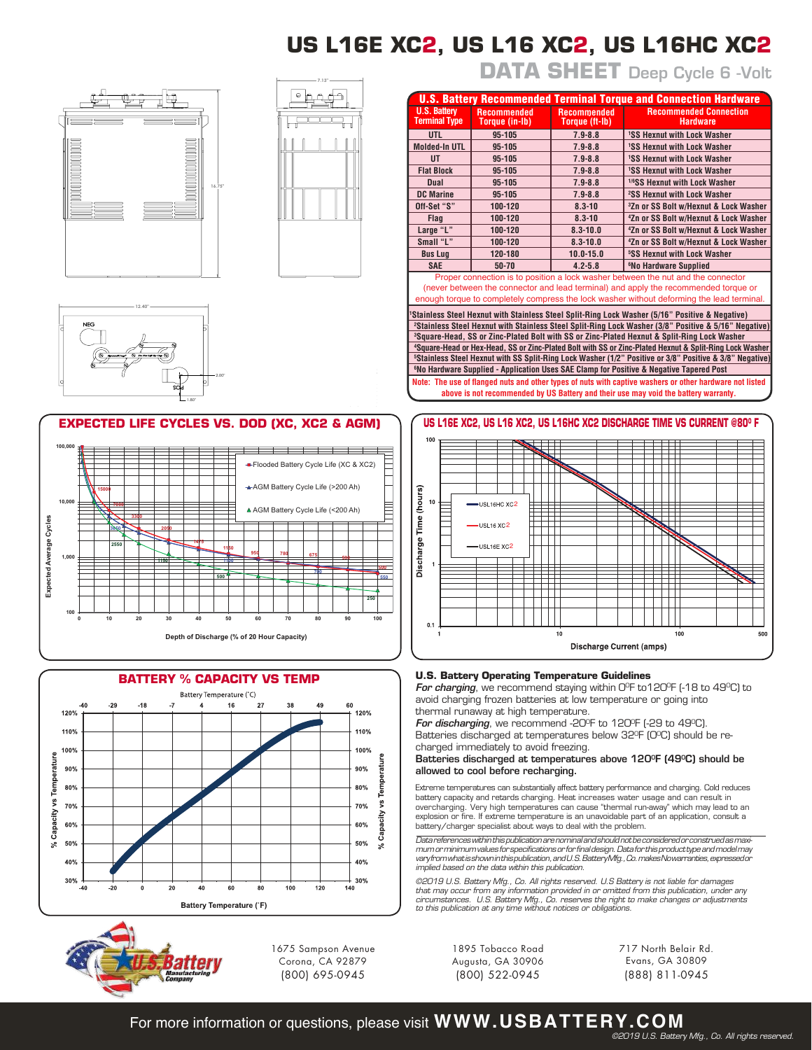# US L16E XC2, US L16 XC2, US L16HC XC2

## DATA SHEET Deep Cycle 6 -Volt

7.13"

16.75"

12.40"

NEG

POS

2.00"

1.80"

| U.S. Battery Terminal Type | Recommended Torque (in-lb) | Recommended Torque (ft-lb) | Recommended Connection Hardware |
|---|---|---|---|
| UTL | 95-105 | 7.9-8.8 | [1]SS Hexnut with Lock Washer |
| Molded-In UTL | 95-105 | 7.9-8.8 | [1]SS Hexnut with Lock Washer |
| UT | 95-105 | 7.9-8.8 | [1]SS Hexnut with Lock Washer |
| Flat Block | 95-105 | 7.9-8.8 | [1]SS Hexnut with Lock Washer |
| Dual | 95-105 | 7.9-8.8 | [1/6]SS Hexnut with Lock Washer |
| DC Marine | 95-105 | 7.9-8.8 | [2]SS Hexnut with Lock Washer |
| Off-Set "S" | 100-120 | 8.3-10 | [3]Zn or SS Bolt w/Hexnut & Lock Washer |
| Flag | 100-120 | 8.3-10 | [4]Zn or SS Bolt w/Hexnut & Lock Washer |
| Large "L" | 100-120 | 8.3-10.0 | [4]Zn or SS Bolt w/Hexnut & Lock Washer |
| Small "L" | 100-120 | 8.3-10.0 | [4]Zn or SS Bolt w/Hexnut & Lock Washer |
| Bus Lug | 120-180 | 10.0-15.0 | [5]SS Hexnut with Lock Washer |
| SAE | 50-70 | 4.2-5.8 | [6]No Hardware Supplied |

Caption: U.S. Battery Recommended Terminal Torque and Connection Hardware

Proper connection is to position a lock washer between the nut and the connector (never between the connector and lead terminal) and apply the recommended torque or enough torque to completely compress the lock washer without deforming the lead terminal.

[1]Stainless Steel Hexnut with Stainless Steel Split-Ring Lock Washer (5/16" Positive & Negative)
[2]Stainless Steel Hexnut with Stainless Steel Split-Ring Lock Washer (3/8" Positive & 5/16" Negative)
[3]Square-Head, SS or Zinc-Plated Bolt with SS or Zinc-Plated Hexnut & Split-Ring Lock Washer
[4]Square-Head or Hex-Head, SS or Zinc-Plated Bolt with SS or Zinc-Plated Hexnut & Split-Ring Lock Washer
[5]Stainless Steel Hexnut with SS Split-Ring Lock Washer (1/2" Positive or 3/8" Positive & 3/8" Negative)
[6]No Hardware Supplied - Application Uses SAE Clamp for Positive & Negative Tapered Post

**Note: The use of flanged nuts and other types of nuts with captive washers or other hardware not listed above is not recommended by US Battery and their use may void the battery warranty.**

## EXPECTED LIFE CYCLES VS. DOD (XC, XC2 & AGM)

Expected Average Cycles

100,000
10,000
1,000
100

Depth of Discharge (% of 20 Hour Capacity)

0 10 20 30 40 50 60 70 80 90 100

Flooded Battery Cycle Life (XC & XC2)
AGM Battery Cycle Life (>200 Ah)
AGM Battery Cycle Life (<200 Ah)

15000
7000
3300
2050
1475
1150
950
780
675
590
500
3960
2550
1150
1000
500
700
550
250

## US L16E XC2, US L16 XC2, US L16HC XC2 DISCHARGE TIME VS CURRENT @80° F

Discharge Time (hours)

100
10
1
0.1

Discharge Current (amps)

1 10 100 500

USL16HC XC2
USL16 XC2
USL16E XC2

## BATTERY % CAPACITY VS TEMP

Battery Temperature (˚C)

-40 -29 -18 -7 4 16 27 38 49 60

% Capacity vs Temperature

120% 110% 100% 90% 80% 70% 60% 50% 40% 30%

-40 -20 0 20 40 60 80 100 120 140

Battery Temperature (˚F)

### U.S. Battery Operating Temperature Guidelines

***For charging***, we recommend staying within 0ºF to120ºF (-18 to 49ºC) to avoid charging frozen batteries at low temperature or going into thermal runaway at high temperature.

***For discharging***, we recommend -20ºF to 120ºF (-29 to 49ºC). Batteries discharged at temperatures below 32ºF (0ºC) should be re-charged immediately to avoid freezing.

**Batteries discharged at temperatures above 120ºF (49ºC) should be allowed to cool before recharging.**

Extreme temperatures can substantially affect battery performance and charging. Cold reduces battery capacity and retards charging. Heat increases water usage and can result in overcharging. Very high temperatures can cause "thermal run-away" which may lead to an explosion or fire. If extreme temperature is an unavoidable part of an application, consult a battery/charger specialist about ways to deal with the problem.

*Data references within this publication are nominal and should not be considered or construed as maximum or minimum values for specifications or for final design. Data for this product type and model may vary from what is shown in this publication, and U.S. Battery Mfg., Co. makes No warranties, expressed or implied based on the data within this publication.*

*©2019 U.S. Battery Mfg., Co. All rights reserved. U.S Battery is not liable for damages that may occur from any information provided in or omitted from this publication, under any circumstances. U.S. Battery Mfg., Co. reserves the right to make changes or adjustments to this publication at any time without notices or obligations.*

U.S. Battery Manufacturing Company

1675 Sampson Avenue
Corona, CA 92879
(800) 695-0945

1895 Tobacco Road
Augusta, GA 30906
(800) 522-0945

717 North Belair Rd.
Evans, GA 30809
(888) 811-0945

For more information or questions, please visit **WWW.USBATTERY.COM**

*©2019 U.S. Battery Mfg., Co. All rights reserved.*